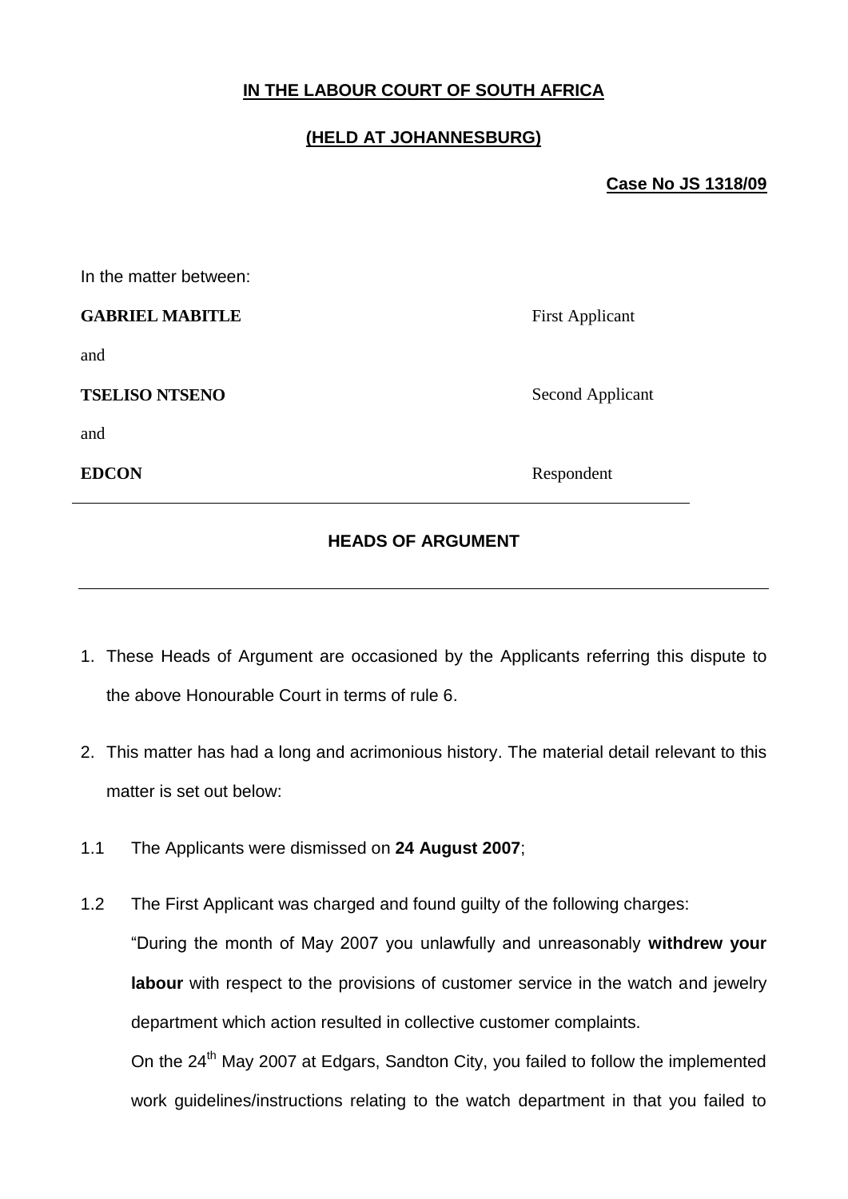**IN THE LABOUR COURT OF SOUTH AFRICA**

**(HELD AT JOHANNESBURG)**

**Case No JS 1318/09**

In the matter between:

| | |
|---|---|
| **GABRIEL MABITLE** | First Applicant |
| and | |
| **TSELISO NTSENO** | Second Applicant |
| and | |
| **EDCON** | Respondent |

---

**HEADS OF ARGUMENT**

---

1. These Heads of Argument are occasioned by the Applicants referring this dispute to the above Honourable Court in terms of rule 6.

2. This matter has had a long and acrimonious history. The material detail relevant to this matter is set out below:

1.1 The Applicants were dismissed on **24 August 2007**;

1.2 The First Applicant was charged and found guilty of the following charges:

"During the month of May 2007 you unlawfully and unreasonably **withdrew your labour** with respect to the provisions of customer service in the watch and jewelry department which action resulted in collective customer complaints.

On the 24th May 2007 at Edgars, Sandton City, you failed to follow the implemented work guidelines/instructions relating to the watch department in that you failed to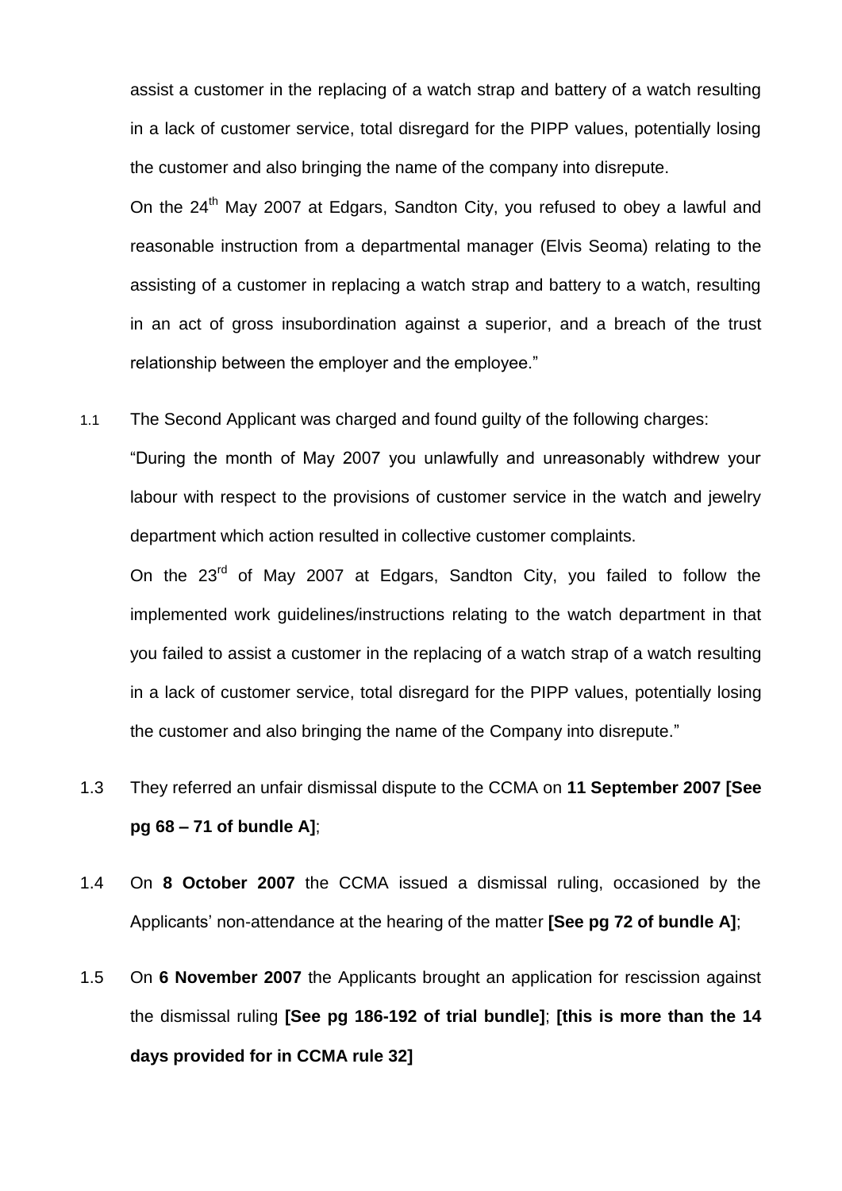assist a customer in the replacing of a watch strap and battery of a watch resulting in a lack of customer service, total disregard for the PIPP values, potentially losing the customer and also bringing the name of the company into disrepute.

On the 24th May 2007 at Edgars, Sandton City, you refused to obey a lawful and reasonable instruction from a departmental manager (Elvis Seoma) relating to the assisting of a customer in replacing a watch strap and battery to a watch, resulting in an act of gross insubordination against a superior, and a breach of the trust relationship between the employer and the employee."

1.1 The Second Applicant was charged and found guilty of the following charges:

"During the month of May 2007 you unlawfully and unreasonably withdrew your labour with respect to the provisions of customer service in the watch and jewelry department which action resulted in collective customer complaints.

On the 23rd of May 2007 at Edgars, Sandton City, you failed to follow the implemented work guidelines/instructions relating to the watch department in that you failed to assist a customer in the replacing of a watch strap of a watch resulting in a lack of customer service, total disregard for the PIPP values, potentially losing the customer and also bringing the name of the Company into disrepute."

1.3 They referred an unfair dismissal dispute to the CCMA on **11 September 2007 [See pg 68 – 71 of bundle A]**;

1.4 On **8 October 2007** the CCMA issued a dismissal ruling, occasioned by the Applicants' non-attendance at the hearing of the matter **[See pg 72 of bundle A]**;

1.5 On **6 November 2007** the Applicants brought an application for rescission against the dismissal ruling **[See pg 186-192 of trial bundle]**; **[this is more than the 14 days provided for in CCMA rule 32]**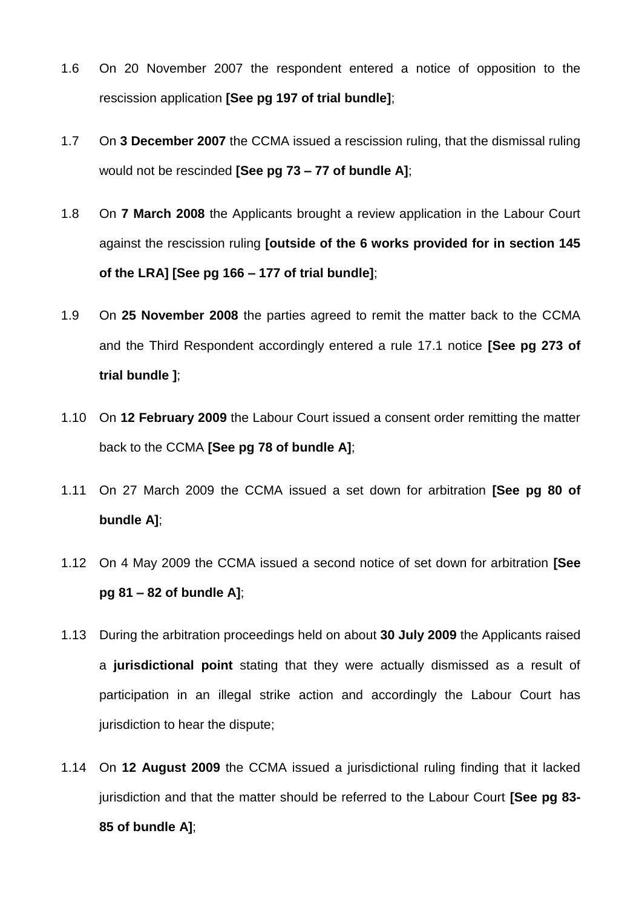1.6 On 20 November 2007 the respondent entered a notice of opposition to the rescission application **[See pg 197 of trial bundle]**;

1.7 On **3 December 2007** the CCMA issued a rescission ruling, that the dismissal ruling would not be rescinded **[See pg 73 – 77 of bundle A]**;

1.8 On **7 March 2008** the Applicants brought a review application in the Labour Court against the rescission ruling **[outside of the 6 works provided for in section 145 of the LRA] [See pg 166 – 177 of trial bundle]**;

1.9 On **25 November 2008** the parties agreed to remit the matter back to the CCMA and the Third Respondent accordingly entered a rule 17.1 notice **[See pg 273 of trial bundle ]**;

1.10 On **12 February 2009** the Labour Court issued a consent order remitting the matter back to the CCMA **[See pg 78 of bundle A]**;

1.11 On 27 March 2009 the CCMA issued a set down for arbitration **[See pg 80 of bundle A]**;

1.12 On 4 May 2009 the CCMA issued a second notice of set down for arbitration **[See pg 81 – 82 of bundle A]**;

1.13 During the arbitration proceedings held on about **30 July 2009** the Applicants raised a **jurisdictional point** stating that they were actually dismissed as a result of participation in an illegal strike action and accordingly the Labour Court has jurisdiction to hear the dispute;

1.14 On **12 August 2009** the CCMA issued a jurisdictional ruling finding that it lacked jurisdiction and that the matter should be referred to the Labour Court **[See pg 83-85 of bundle A]**;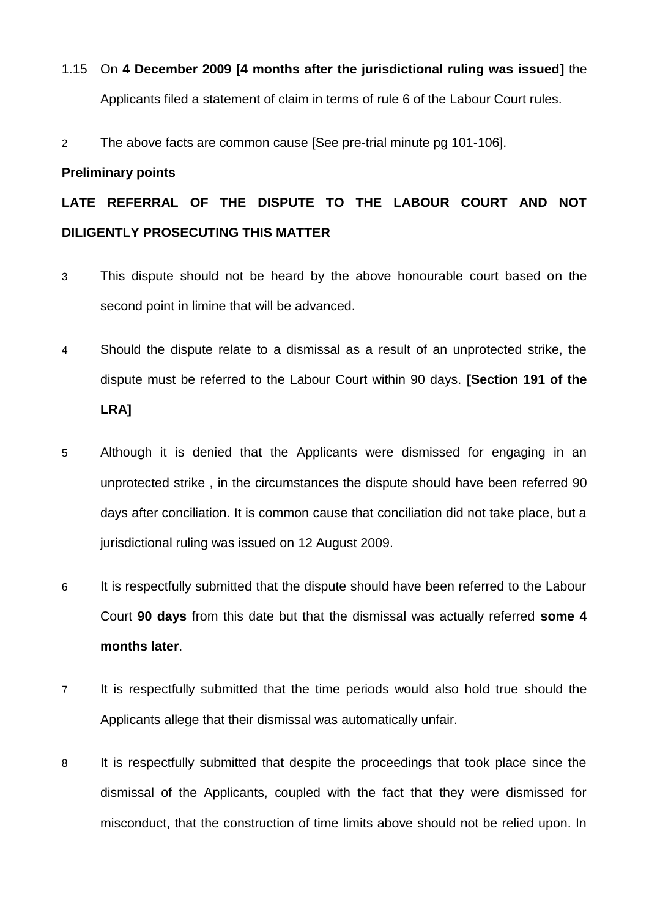1.15 On **4 December 2009 [4 months after the jurisdictional ruling was issued]** the Applicants filed a statement of claim in terms of rule 6 of the Labour Court rules.

2 The above facts are common cause [See pre-trial minute pg 101-106].

**Preliminary points**

**LATE REFERRAL OF THE DISPUTE TO THE LABOUR COURT AND NOT DILIGENTLY PROSECUTING THIS MATTER**

3 This dispute should not be heard by the above honourable court based on the second point in limine that will be advanced.

4 Should the dispute relate to a dismissal as a result of an unprotected strike, the dispute must be referred to the Labour Court within 90 days. **[Section 191 of the LRA]**

5 Although it is denied that the Applicants were dismissed for engaging in an unprotected strike , in the circumstances the dispute should have been referred 90 days after conciliation. It is common cause that conciliation did not take place, but a jurisdictional ruling was issued on 12 August 2009.

6 It is respectfully submitted that the dispute should have been referred to the Labour Court **90 days** from this date but that the dismissal was actually referred **some 4 months later**.

7 It is respectfully submitted that the time periods would also hold true should the Applicants allege that their dismissal was automatically unfair.

8 It is respectfully submitted that despite the proceedings that took place since the dismissal of the Applicants, coupled with the fact that they were dismissed for misconduct, that the construction of time limits above should not be relied upon. In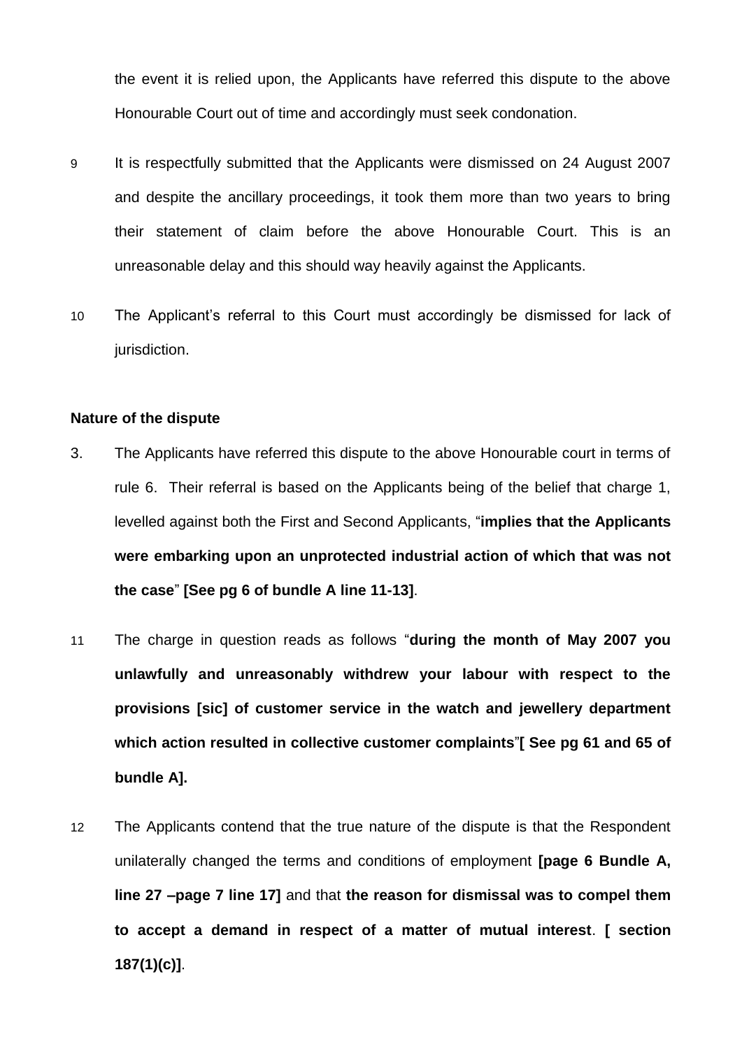the event it is relied upon, the Applicants have referred this dispute to the above Honourable Court out of time and accordingly must seek condonation.

9 It is respectfully submitted that the Applicants were dismissed on 24 August 2007 and despite the ancillary proceedings, it took them more than two years to bring their statement of claim before the above Honourable Court. This is an unreasonable delay and this should way heavily against the Applicants.

10 The Applicant's referral to this Court must accordingly be dismissed for lack of jurisdiction.

**Nature of the dispute**

3. The Applicants have referred this dispute to the above Honourable court in terms of rule 6. Their referral is based on the Applicants being of the belief that charge 1, levelled against both the First and Second Applicants, "**implies that the Applicants were embarking upon an unprotected industrial action of which that was not the case**" **[See pg 6 of bundle A line 11-13]**.

11 The charge in question reads as follows "**during the month of May 2007 you unlawfully and unreasonably withdrew your labour with respect to the provisions [sic] of customer service in the watch and jewellery department which action resulted in collective customer complaints**"**[ See pg 61 and 65 of bundle A].**

12 The Applicants contend that the true nature of the dispute is that the Respondent unilaterally changed the terms and conditions of employment **[page 6 Bundle A, line 27 –page 7 line 17]** and that **the reason for dismissal was to compel them to accept a demand in respect of a matter of mutual interest**. **[ section 187(1)(c)]**.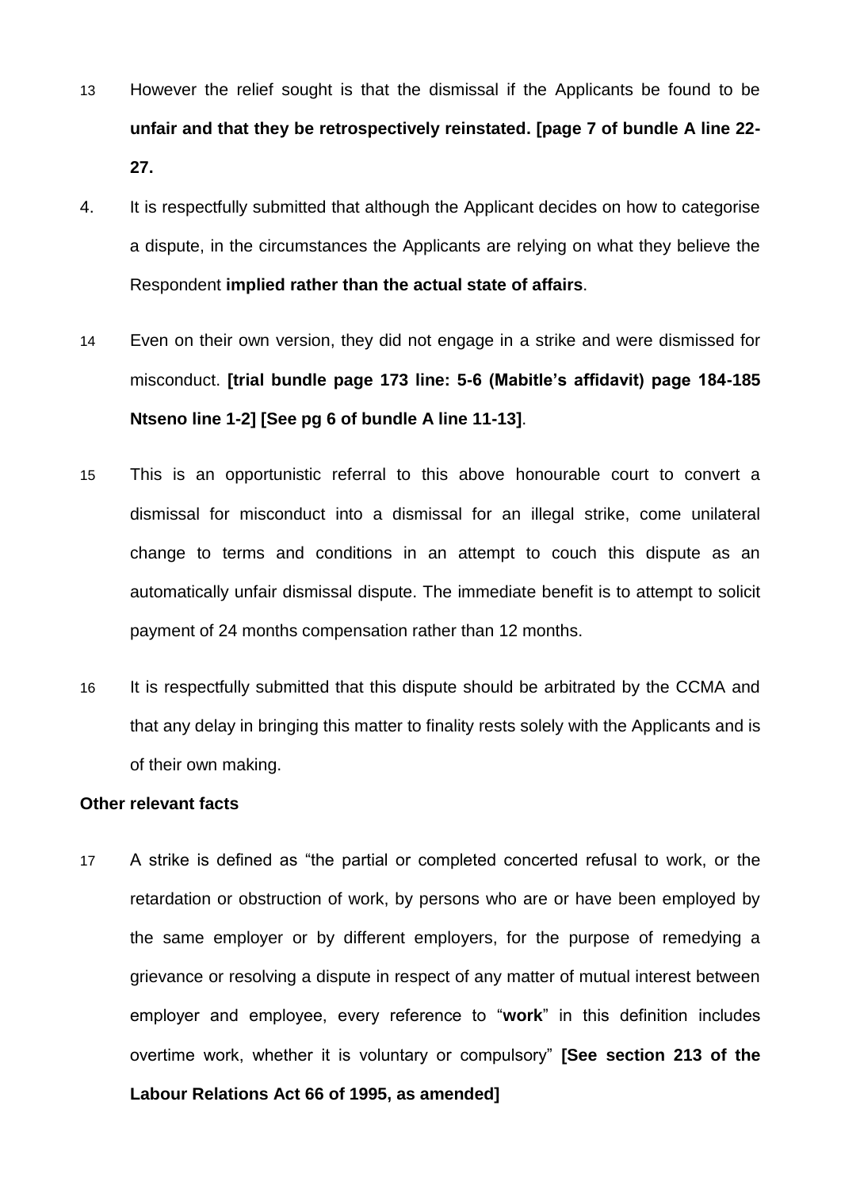13 However the relief sought is that the dismissal if the Applicants be found to be **unfair and that they be retrospectively reinstated. [page 7 of bundle A line 22-27.**

4. It is respectfully submitted that although the Applicant decides on how to categorise a dispute, in the circumstances the Applicants are relying on what they believe the Respondent **implied rather than the actual state of affairs**.

14 Even on their own version, they did not engage in a strike and were dismissed for misconduct. **[trial bundle page 173 line: 5-6 (Mabitle's affidavit) page 184-185 Ntseno line 1-2] [See pg 6 of bundle A line 11-13]**.

15 This is an opportunistic referral to this above honourable court to convert a dismissal for misconduct into a dismissal for an illegal strike, come unilateral change to terms and conditions in an attempt to couch this dispute as an automatically unfair dismissal dispute. The immediate benefit is to attempt to solicit payment of 24 months compensation rather than 12 months.

16 It is respectfully submitted that this dispute should be arbitrated by the CCMA and that any delay in bringing this matter to finality rests solely with the Applicants and is of their own making.

**Other relevant facts**

17 A strike is defined as "the partial or completed concerted refusal to work, or the retardation or obstruction of work, by persons who are or have been employed by the same employer or by different employers, for the purpose of remedying a grievance or resolving a dispute in respect of any matter of mutual interest between employer and employee, every reference to "**work**" in this definition includes overtime work, whether it is voluntary or compulsory" **[See section 213 of the Labour Relations Act 66 of 1995, as amended]**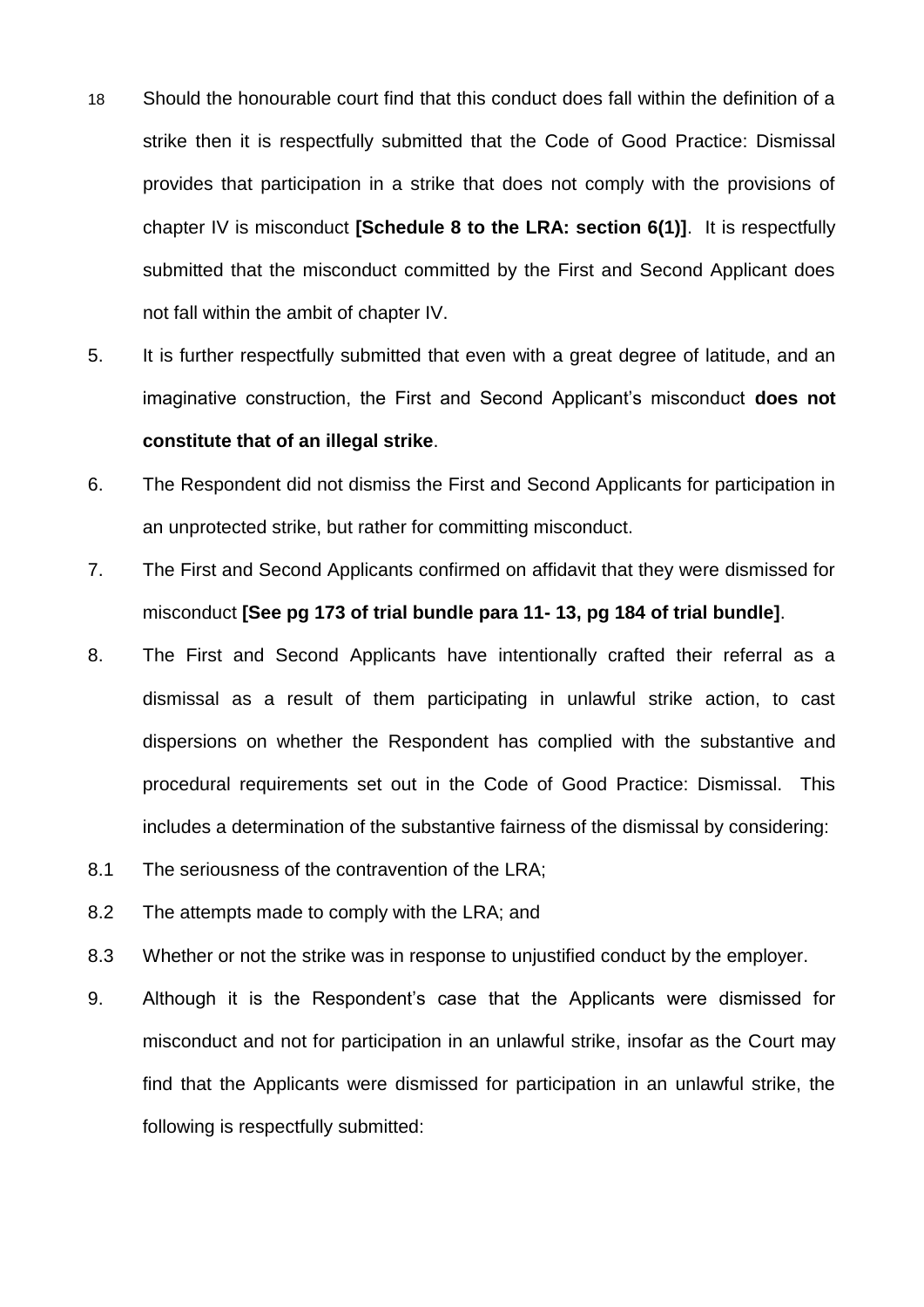18 Should the honourable court find that this conduct does fall within the definition of a strike then it is respectfully submitted that the Code of Good Practice: Dismissal provides that participation in a strike that does not comply with the provisions of chapter IV is misconduct **[Schedule 8 to the LRA: section 6(1)]**. It is respectfully submitted that the misconduct committed by the First and Second Applicant does not fall within the ambit of chapter IV.

5. It is further respectfully submitted that even with a great degree of latitude, and an imaginative construction, the First and Second Applicant's misconduct **does not constitute that of an illegal strike**.

6. The Respondent did not dismiss the First and Second Applicants for participation in an unprotected strike, but rather for committing misconduct.

7. The First and Second Applicants confirmed on affidavit that they were dismissed for misconduct **[See pg 173 of trial bundle para 11- 13, pg 184 of trial bundle]**.

8. The First and Second Applicants have intentionally crafted their referral as a dismissal as a result of them participating in unlawful strike action, to cast dispersions on whether the Respondent has complied with the substantive and procedural requirements set out in the Code of Good Practice: Dismissal. This includes a determination of the substantive fairness of the dismissal by considering:

8.1 The seriousness of the contravention of the LRA;

8.2 The attempts made to comply with the LRA; and

8.3 Whether or not the strike was in response to unjustified conduct by the employer.

9. Although it is the Respondent's case that the Applicants were dismissed for misconduct and not for participation in an unlawful strike, insofar as the Court may find that the Applicants were dismissed for participation in an unlawful strike, the following is respectfully submitted: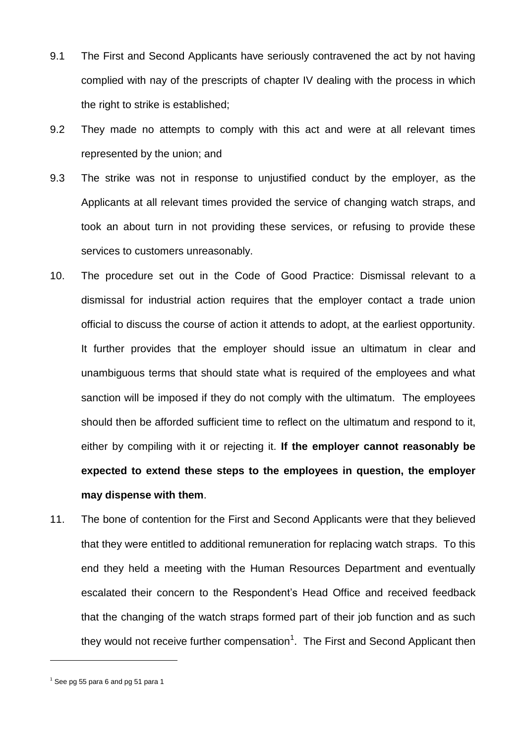9.1 The First and Second Applicants have seriously contravened the act by not having complied with nay of the prescripts of chapter IV dealing with the process in which the right to strike is established;

9.2 They made no attempts to comply with this act and were at all relevant times represented by the union; and

9.3 The strike was not in response to unjustified conduct by the employer, as the Applicants at all relevant times provided the service of changing watch straps, and took an about turn in not providing these services, or refusing to provide these services to customers unreasonably.

10. The procedure set out in the Code of Good Practice: Dismissal relevant to a dismissal for industrial action requires that the employer contact a trade union official to discuss the course of action it attends to adopt, at the earliest opportunity. It further provides that the employer should issue an ultimatum in clear and unambiguous terms that should state what is required of the employees and what sanction will be imposed if they do not comply with the ultimatum. The employees should then be afforded sufficient time to reflect on the ultimatum and respond to it, either by compiling with it or rejecting it. **If the employer cannot reasonably be expected to extend these steps to the employees in question, the employer may dispense with them**.

11. The bone of contention for the First and Second Applicants were that they believed that they were entitled to additional remuneration for replacing watch straps. To this end they held a meeting with the Human Resources Department and eventually escalated their concern to the Respondent's Head Office and received feedback that the changing of the watch straps formed part of their job function and as such they would not receive further compensation[1]. The First and Second Applicant then

[1] See pg 55 para 6 and pg 51 para 1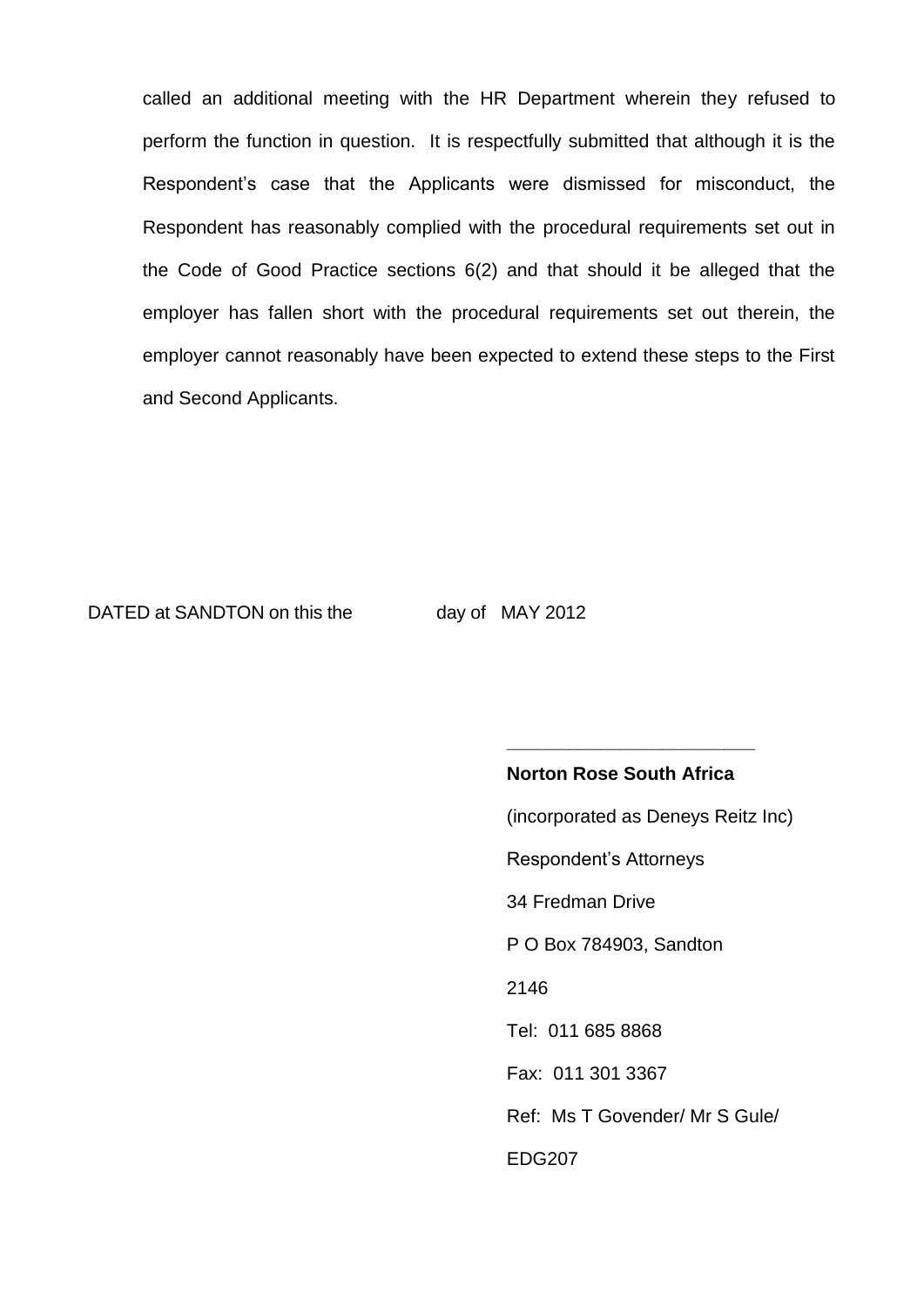called an additional meeting with the HR Department wherein they refused to perform the function in question. It is respectfully submitted that although it is the Respondent's case that the Applicants were dismissed for misconduct, the Respondent has reasonably complied with the procedural requirements set out in the Code of Good Practice sections 6(2) and that should it be alleged that the employer has fallen short with the procedural requirements set out therein, the employer cannot reasonably have been expected to extend these steps to the First and Second Applicants.

DATED at SANDTON on this the day of MAY 2012

\_\_\_\_\_\_\_\_\_\_\_\_\_\_\_\_\_\_\_\_\_\_\_\_

**Norton Rose South Africa**

(incorporated as Deneys Reitz Inc)

Respondent's Attorneys

34 Fredman Drive

P O Box 784903, Sandton

2146

Tel: 011 685 8868

Fax: 011 301 3367

Ref: Ms T Govender/ Mr S Gule/

EDG207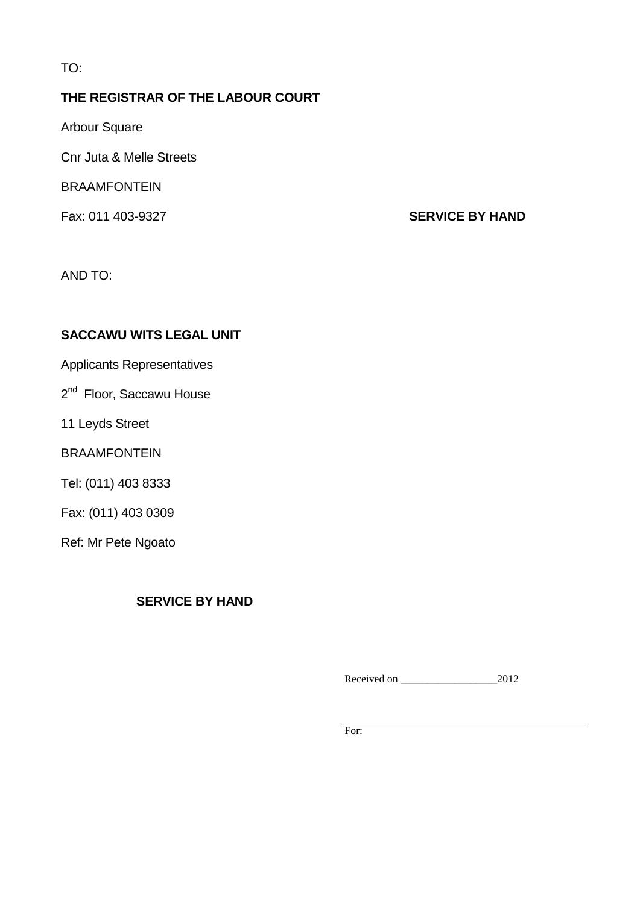TO:

**THE REGISTRAR OF THE LABOUR COURT**

Arbour Square

Cnr Juta & Melle Streets

BRAAMFONTEIN

Fax: 011 403-9327 **SERVICE BY HAND**

AND TO:

**SACCAWU WITS LEGAL UNIT**

Applicants Representatives

2nd Floor, Saccawu House

11 Leyds Street

BRAAMFONTEIN

Tel: (011) 403 8333

Fax: (011) 403 0309

Ref: Mr Pete Ngoato

**SERVICE BY HAND**

Received on __________________2012

___________________________________

For: